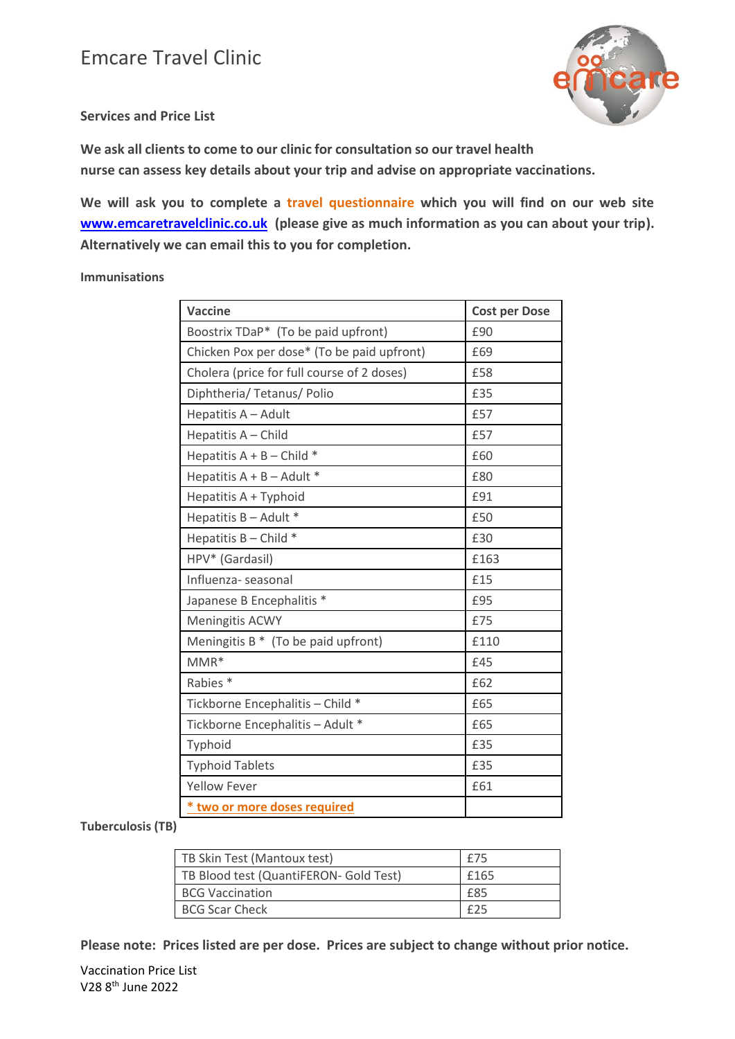# Emcare Travel Clinic

**Services and Price List**

**We ask all clients to come to our clinic for consultation so our travel health nurse can assess key details about your trip and advise on appropriate vaccinations.**

**We will ask you to complete a travel questionnaire which you will find on our web site [www.emcaretravelclinic.co.uk](http://www.emcaretravelclinic.co.uk) (please give as much information as you can about your trip). Alternatively we can email this to you for completion.**

**Immunisations**

| Vaccine | Cost per Dose |
|---|---|
| Boostrix TDaP* (To be paid upfront) | £90 |
| Chicken Pox per dose* (To be paid upfront) | £69 |
| Cholera (price for full course of 2 doses) | £58 |
| Diphtheria/ Tetanus/ Polio | £35 |
| Hepatitis A – Adult | £57 |
| Hepatitis A – Child | £57 |
| Hepatitis A + B – Child * | £60 |
| Hepatitis A + B – Adult * | £80 |
| Hepatitis A + Typhoid | £91 |
| Hepatitis B – Adult * | £50 |
| Hepatitis B – Child * | £30 |
| HPV* (Gardasil) | £163 |
| Influenza- seasonal | £15 |
| Japanese B Encephalitis * | £95 |
| Meningitis ACWY | £75 |
| Meningitis B * (To be paid upfront) | £110 |
| MMR* | £45 |
| Rabies * | £62 |
| Tickborne Encephalitis – Child * | £65 |
| Tickborne Encephalitis – Adult * | £65 |
| Typhoid | £35 |
| Typhoid Tablets | £35 |
| Yellow Fever | £61 |
| * two or more doses required | |

**Tuberculosis (TB)**

| | |
|---|---|
| TB Skin Test (Mantoux test) | £75 |
| TB Blood test (QuantiFERON- Gold Test) | £165 |
| BCG Vaccination | £85 |
| BCG Scar Check | £25 |

**Please note: Prices listed are per dose. Prices are subject to change without prior notice.**

Vaccination Price List
V28 8th June 2022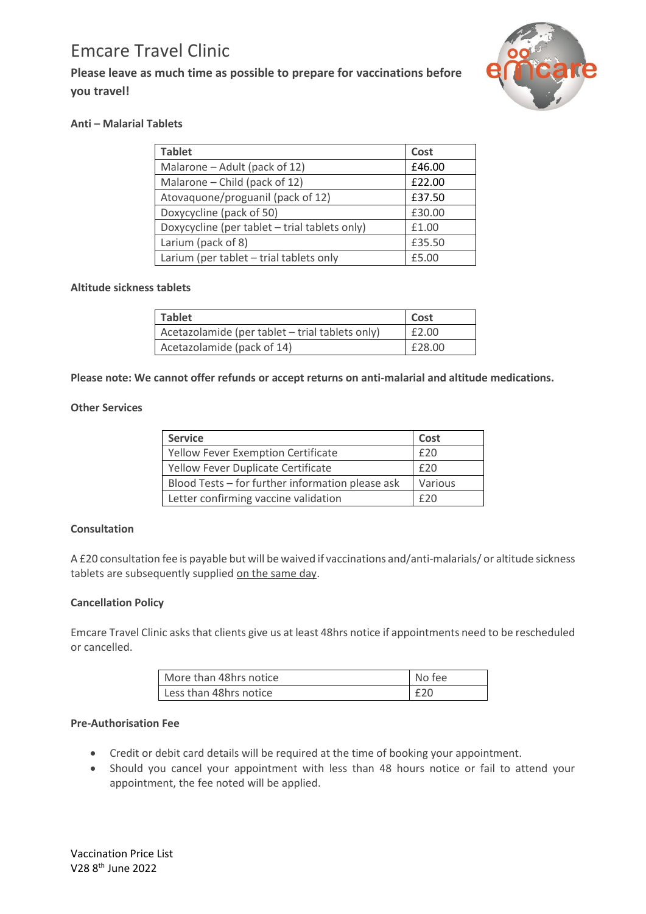# Emcare Travel Clinic

**Please leave as much time as possible to prepare for vaccinations before you travel!**

**Anti – Malarial Tablets**

| Tablet | Cost |
|---|---|
| Malarone – Adult (pack of 12) | £46.00 |
| Malarone – Child (pack of 12) | £22.00 |
| Atovaquone/proguanil (pack of 12) | £37.50 |
| Doxycycline (pack of 50) | £30.00 |
| Doxycycline (per tablet – trial tablets only) | £1.00 |
| Larium (pack of 8) | £35.50 |
| Larium (per tablet – trial tablets only | £5.00 |

**Altitude sickness tablets**

| Tablet | Cost |
|---|---|
| Acetazolamide (per tablet – trial tablets only) | £2.00 |
| Acetazolamide (pack of 14) | £28.00 |

**Please note: We cannot offer refunds or accept returns on anti-malarial and altitude medications.**

**Other Services**

| Service | Cost |
|---|---|
| Yellow Fever Exemption Certificate | £20 |
| Yellow Fever Duplicate Certificate | £20 |
| Blood Tests – for further information please ask | Various |
| Letter confirming vaccine validation | £20 |

**Consultation**

A £20 consultation fee is payable but will be waived if vaccinations and/anti-malarials/ or altitude sickness tablets are subsequently supplied on the same day.

**Cancellation Policy**

Emcare Travel Clinic asks that clients give us at least 48hrs notice if appointments need to be rescheduled or cancelled.

| | |
|---|---|
| More than 48hrs notice | No fee |
| Less than 48hrs notice | £20 |

**Pre-Authorisation Fee**

- Credit or debit card details will be required at the time of booking your appointment.
- Should you cancel your appointment with less than 48 hours notice or fail to attend your appointment, the fee noted will be applied.

Vaccination Price List
V28 8th June 2022